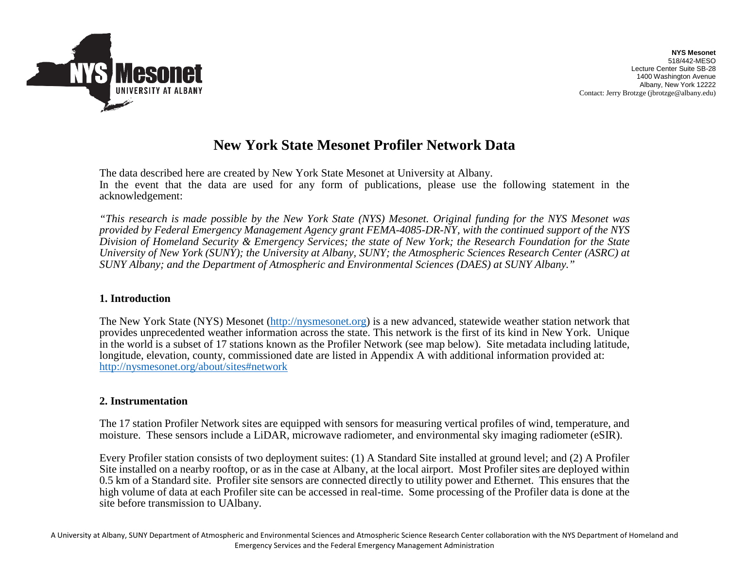**NYS Mesonet**
518/442-MESO
Lecture Center Suite SB-28
1400 Washington Avenue
Albany, New York 12222
Contact: Jerry Brotzge (jbrotzge@albany.edu)

# New York State Mesonet Profiler Network Data

The data described here are created by New York State Mesonet at University at Albany.
In the event that the data are used for any form of publications, please use the following statement in the acknowledgement:

*"This research is made possible by the New York State (NYS) Mesonet. Original funding for the NYS Mesonet was provided by Federal Emergency Management Agency grant FEMA-4085-DR-NY, with the continued support of the NYS Division of Homeland Security & Emergency Services; the state of New York; the Research Foundation for the State University of New York (SUNY); the University at Albany, SUNY; the Atmospheric Sciences Research Center (ASRC) at SUNY Albany; and the Department of Atmospheric and Environmental Sciences (DAES) at SUNY Albany."*

## 1. Introduction

The New York State (NYS) Mesonet (http://nysmesonet.org) is a new advanced, statewide weather station network that provides unprecedented weather information across the state. This network is the first of its kind in New York. Unique in the world is a subset of 17 stations known as the Profiler Network (see map below). Site metadata including latitude, longitude, elevation, county, commissioned date are listed in Appendix A with additional information provided at: http://nysmesonet.org/about/sites#network

## 2. Instrumentation

The 17 station Profiler Network sites are equipped with sensors for measuring vertical profiles of wind, temperature, and moisture. These sensors include a LiDAR, microwave radiometer, and environmental sky imaging radiometer (eSIR).

Every Profiler station consists of two deployment suites: (1) A Standard Site installed at ground level; and (2) A Profiler Site installed on a nearby rooftop, or as in the case at Albany, at the local airport. Most Profiler sites are deployed within 0.5 km of a Standard site. Profiler site sensors are connected directly to utility power and Ethernet. This ensures that the high volume of data at each Profiler site can be accessed in real-time. Some processing of the Profiler data is done at the site before transmission to UAlbany.

A University at Albany, SUNY Department of Atmospheric and Environmental Sciences and Atmospheric Science Research Center collaboration with the NYS Department of Homeland and Emergency Services and the Federal Emergency Management Administration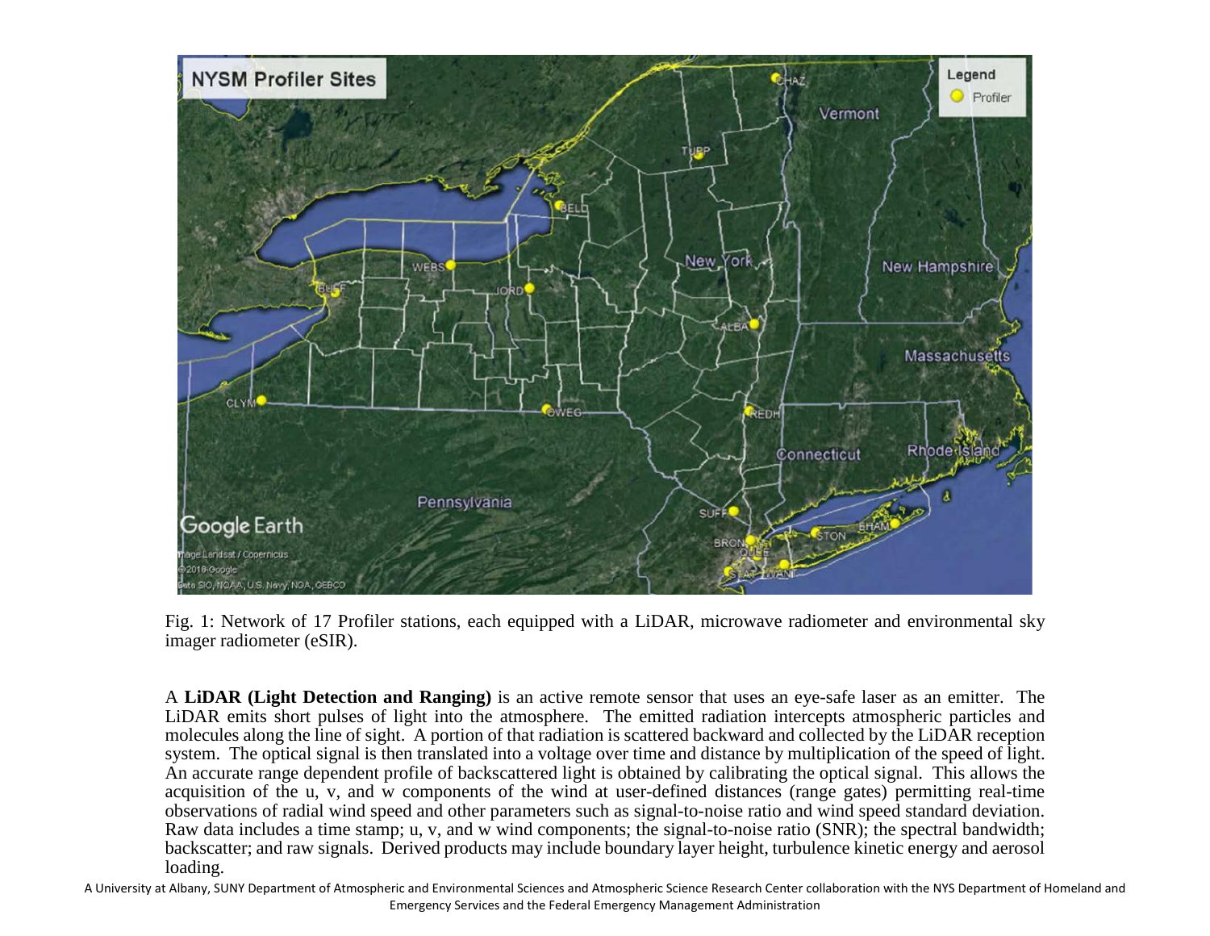Fig. 1: Network of 17 Profiler stations, each equipped with a LiDAR, microwave radiometer and environmental sky imager radiometer (eSIR).

A **LiDAR (Light Detection and Ranging)** is an active remote sensor that uses an eye-safe laser as an emitter. The LiDAR emits short pulses of light into the atmosphere. The emitted radiation intercepts atmospheric particles and molecules along the line of sight. A portion of that radiation is scattered backward and collected by the LiDAR reception system. The optical signal is then translated into a voltage over time and distance by multiplication of the speed of light. An accurate range dependent profile of backscattered light is obtained by calibrating the optical signal. This allows the acquisition of the u, v, and w components of the wind at user-defined distances (range gates) permitting real-time observations of radial wind speed and other parameters such as signal-to-noise ratio and wind speed standard deviation. Raw data includes a time stamp; u, v, and w wind components; the signal-to-noise ratio (SNR); the spectral bandwidth; backscatter; and raw signals. Derived products may include boundary layer height, turbulence kinetic energy and aerosol loading.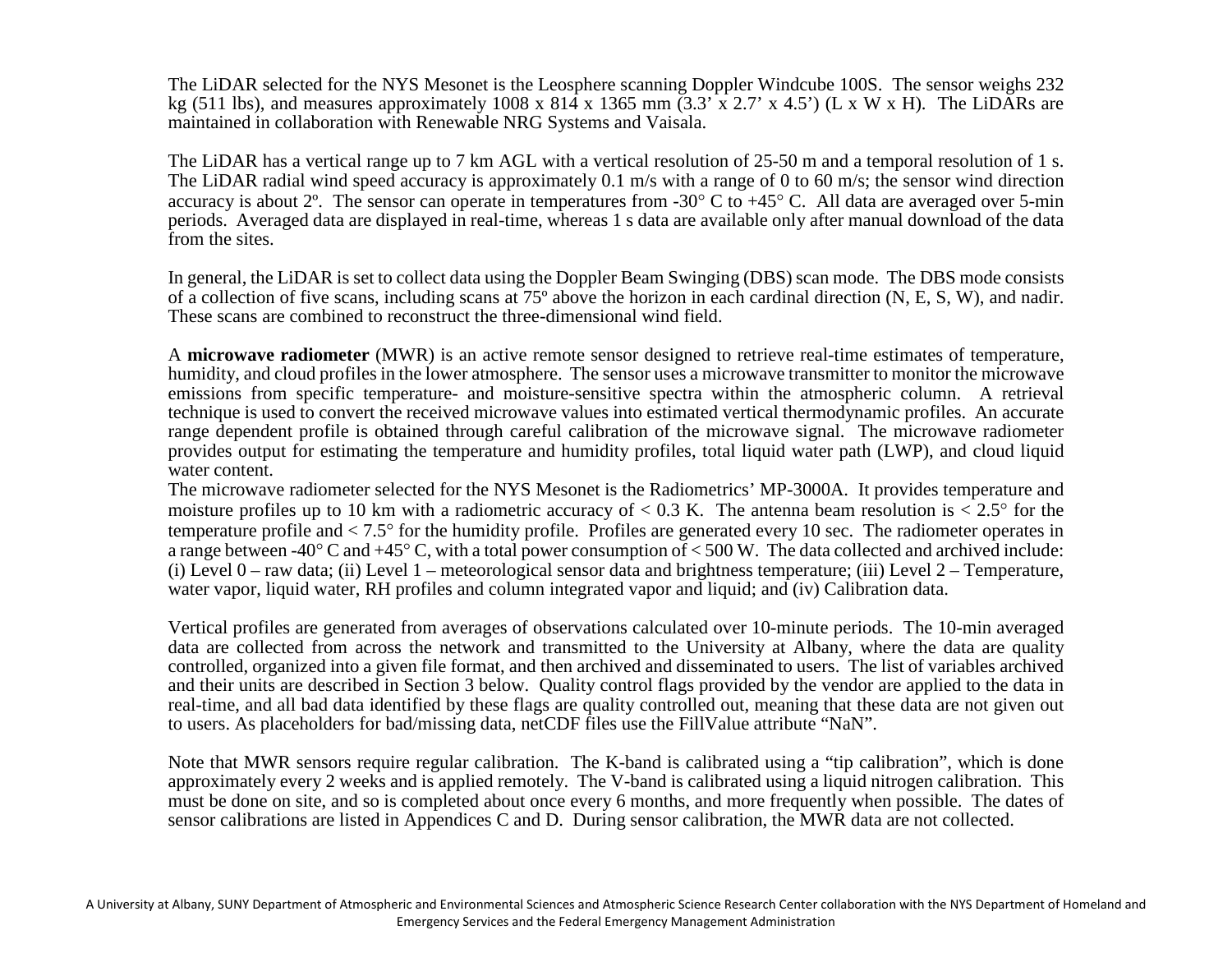The LiDAR selected for the NYS Mesonet is the Leosphere scanning Doppler Windcube 100S. The sensor weighs 232 kg (511 lbs), and measures approximately 1008 x 814 x 1365 mm (3.3’ x 2.7’ x 4.5’) (L x W x H). The LiDARs are maintained in collaboration with Renewable NRG Systems and Vaisala.

The LiDAR has a vertical range up to 7 km AGL with a vertical resolution of 25-50 m and a temporal resolution of 1 s. The LiDAR radial wind speed accuracy is approximately 0.1 m/s with a range of 0 to 60 m/s; the sensor wind direction accuracy is about 2º. The sensor can operate in temperatures from -30° C to +45° C. All data are averaged over 5-min periods. Averaged data are displayed in real-time, whereas 1 s data are available only after manual download of the data from the sites.

In general, the LiDAR is set to collect data using the Doppler Beam Swinging (DBS) scan mode. The DBS mode consists of a collection of five scans, including scans at 75º above the horizon in each cardinal direction (N, E, S, W), and nadir. These scans are combined to reconstruct the three-dimensional wind field.

A **microwave radiometer** (MWR) is an active remote sensor designed to retrieve real-time estimates of temperature, humidity, and cloud profiles in the lower atmosphere. The sensor uses a microwave transmitter to monitor the microwave emissions from specific temperature- and moisture-sensitive spectra within the atmospheric column. A retrieval technique is used to convert the received microwave values into estimated vertical thermodynamic profiles. An accurate range dependent profile is obtained through careful calibration of the microwave signal. The microwave radiometer provides output for estimating the temperature and humidity profiles, total liquid water path (LWP), and cloud liquid water content.

The microwave radiometer selected for the NYS Mesonet is the Radiometrics’ MP-3000A. It provides temperature and moisture profiles up to 10 km with a radiometric accuracy of < 0.3 K. The antenna beam resolution is < 2.5° for the temperature profile and < 7.5° for the humidity profile. Profiles are generated every 10 sec. The radiometer operates in a range between -40° C and +45° C, with a total power consumption of < 500 W. The data collected and archived include: (i) Level 0 – raw data; (ii) Level 1 – meteorological sensor data and brightness temperature; (iii) Level 2 – Temperature, water vapor, liquid water, RH profiles and column integrated vapor and liquid; and (iv) Calibration data.

Vertical profiles are generated from averages of observations calculated over 10-minute periods. The 10-min averaged data are collected from across the network and transmitted to the University at Albany, where the data are quality controlled, organized into a given file format, and then archived and disseminated to users. The list of variables archived and their units are described in Section 3 below. Quality control flags provided by the vendor are applied to the data in real-time, and all bad data identified by these flags are quality controlled out, meaning that these data are not given out to users. As placeholders for bad/missing data, netCDF files use the FillValue attribute “NaN”.

Note that MWR sensors require regular calibration. The K-band is calibrated using a “tip calibration”, which is done approximately every 2 weeks and is applied remotely. The V-band is calibrated using a liquid nitrogen calibration. This must be done on site, and so is completed about once every 6 months, and more frequently when possible. The dates of sensor calibrations are listed in Appendices C and D. During sensor calibration, the MWR data are not collected.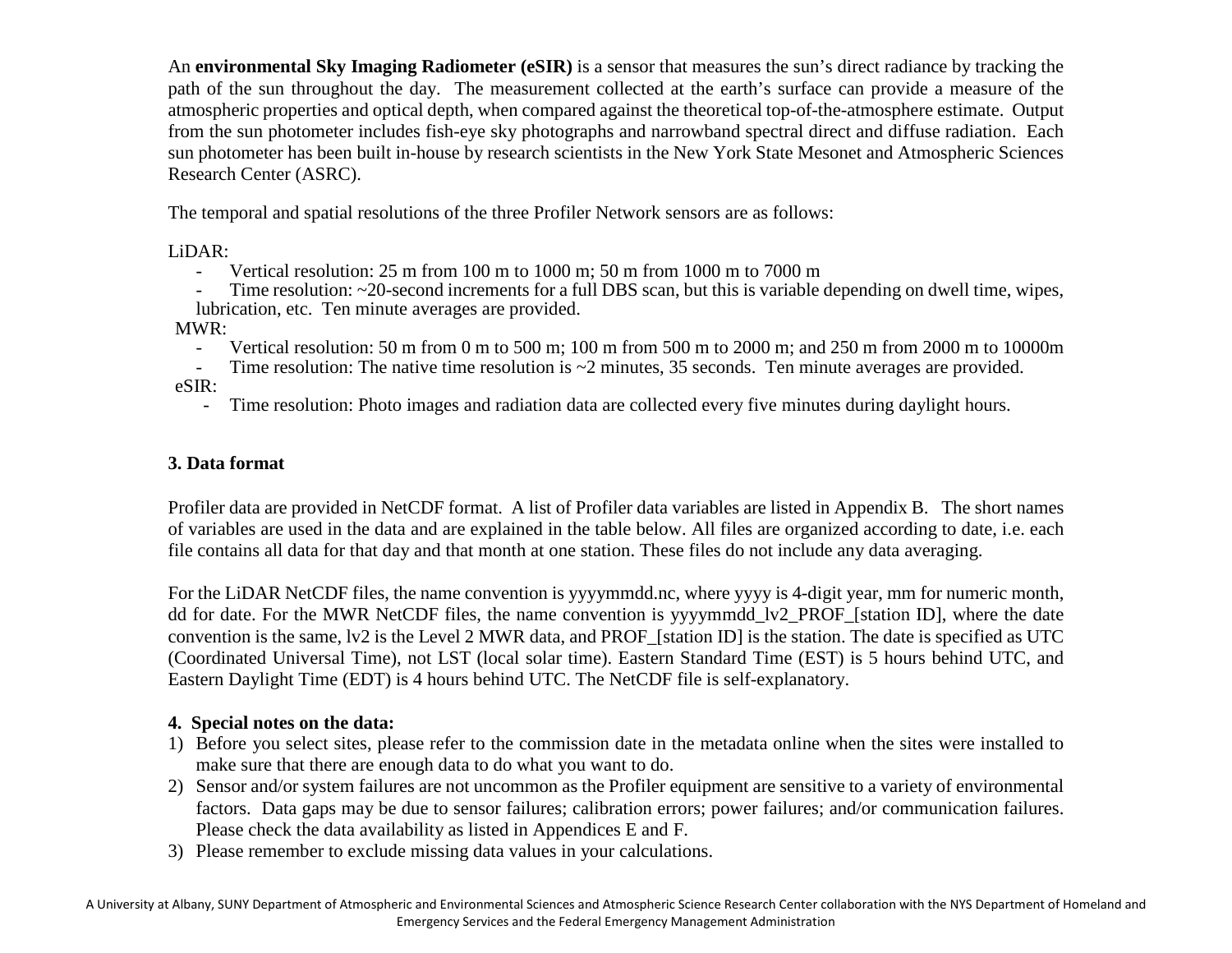An **environmental Sky Imaging Radiometer (eSIR)** is a sensor that measures the sun's direct radiance by tracking the path of the sun throughout the day. The measurement collected at the earth's surface can provide a measure of the atmospheric properties and optical depth, when compared against the theoretical top-of-the-atmosphere estimate. Output from the sun photometer includes fish-eye sky photographs and narrowband spectral direct and diffuse radiation. Each sun photometer has been built in-house by research scientists in the New York State Mesonet and Atmospheric Sciences Research Center (ASRC).

The temporal and spatial resolutions of the three Profiler Network sensors are as follows:

LiDAR:

- Vertical resolution: 25 m from 100 m to 1000 m; 50 m from 1000 m to 7000 m
- Time resolution: ~20-second increments for a full DBS scan, but this is variable depending on dwell time, wipes, lubrication, etc. Ten minute averages are provided.

MWR:

- Vertical resolution: 50 m from 0 m to 500 m; 100 m from 500 m to 2000 m; and 250 m from 2000 m to 10000m
- Time resolution: The native time resolution is ~2 minutes, 35 seconds. Ten minute averages are provided.

eSIR:

- Time resolution: Photo images and radiation data are collected every five minutes during daylight hours.

## 3. Data format

Profiler data are provided in NetCDF format. A list of Profiler data variables are listed in Appendix B. The short names of variables are used in the data and are explained in the table below. All files are organized according to date, i.e. each file contains all data for that day and that month at one station. These files do not include any data averaging.

For the LiDAR NetCDF files, the name convention is yyyymmdd.nc, where yyyy is 4-digit year, mm for numeric month, dd for date. For the MWR NetCDF files, the name convention is yyyymmdd_lv2_PROF_[station ID], where the date convention is the same, lv2 is the Level 2 MWR data, and PROF_[station ID] is the station. The date is specified as UTC (Coordinated Universal Time), not LST (local solar time). Eastern Standard Time (EST) is 5 hours behind UTC, and Eastern Daylight Time (EDT) is 4 hours behind UTC. The NetCDF file is self-explanatory.

## 4. Special notes on the data:

1) Before you select sites, please refer to the commission date in the metadata online when the sites were installed to make sure that there are enough data to do what you want to do.
2) Sensor and/or system failures are not uncommon as the Profiler equipment are sensitive to a variety of environmental factors. Data gaps may be due to sensor failures; calibration errors; power failures; and/or communication failures. Please check the data availability as listed in Appendices E and F.
3) Please remember to exclude missing data values in your calculations.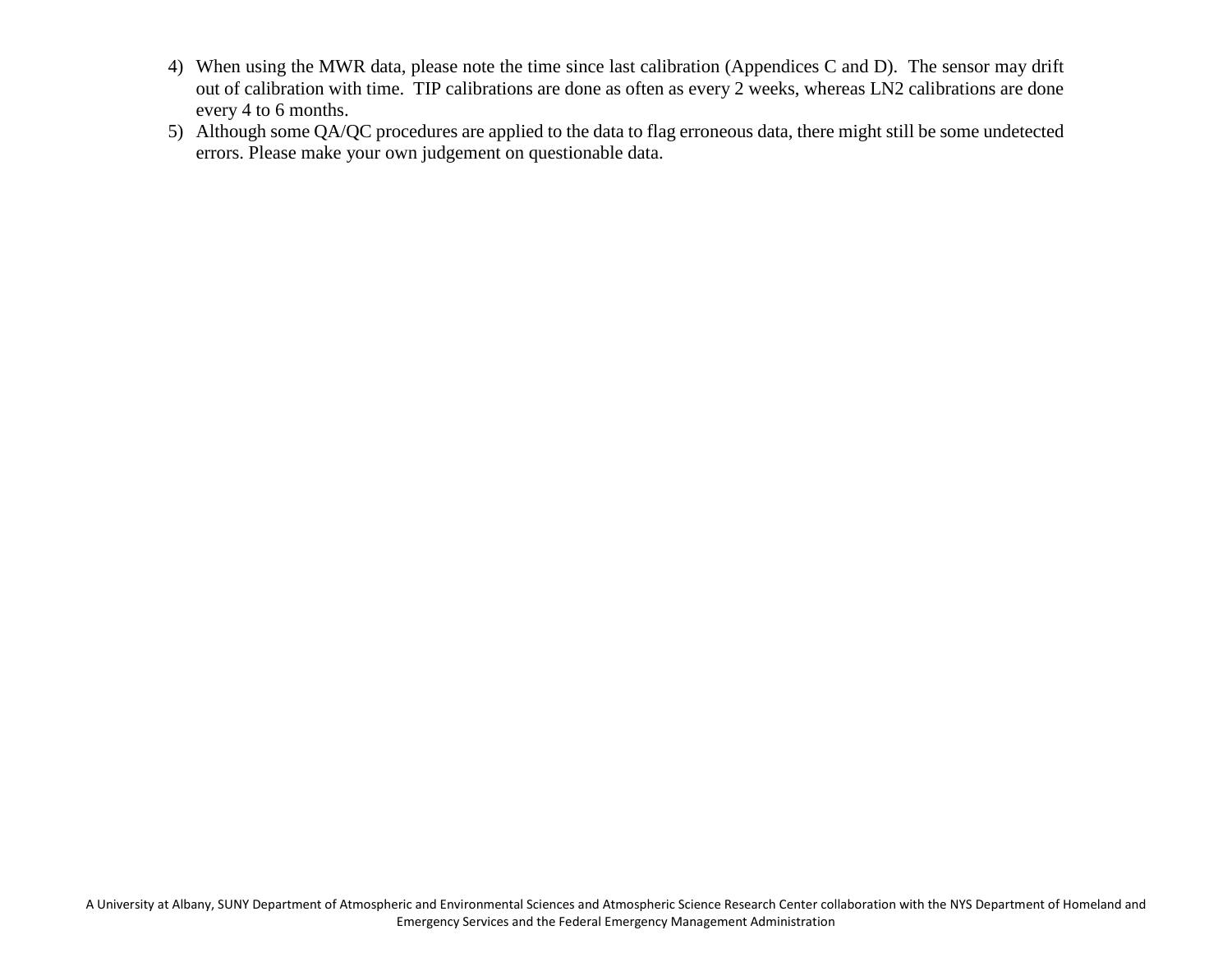4) When using the MWR data, please note the time since last calibration (Appendices C and D). The sensor may drift out of calibration with time. TIP calibrations are done as often as every 2 weeks, whereas LN2 calibrations are done every 4 to 6 months.
5) Although some QA/QC procedures are applied to the data to flag erroneous data, there might still be some undetected errors. Please make your own judgement on questionable data.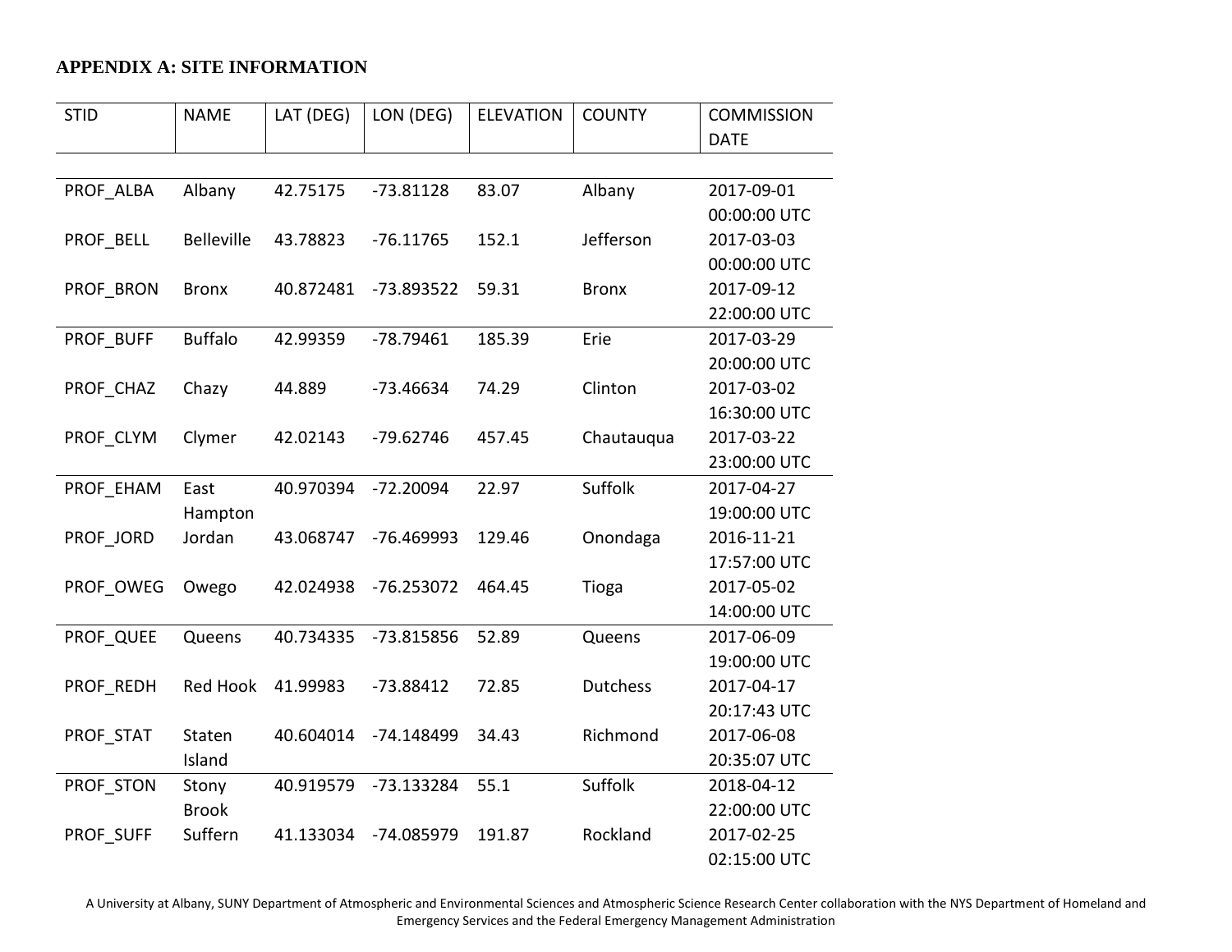## APPENDIX A: SITE INFORMATION

| STID | NAME | LAT (DEG) | LON (DEG) | ELEVATION | COUNTY | COMMISSION DATE |
|---|---|---|---|---|---|---|
| PROF_ALBA | Albany | 42.75175 | -73.81128 | 83.07 | Albany | 2017-09-01 00:00:00 UTC |
| PROF_BELL | Belleville | 43.78823 | -76.11765 | 152.1 | Jefferson | 2017-03-03 00:00:00 UTC |
| PROF_BRON | Bronx | 40.872481 | -73.893522 | 59.31 | Bronx | 2017-09-12 22:00:00 UTC |
| PROF_BUFF | Buffalo | 42.99359 | -78.79461 | 185.39 | Erie | 2017-03-29 20:00:00 UTC |
| PROF_CHAZ | Chazy | 44.889 | -73.46634 | 74.29 | Clinton | 2017-03-02 16:30:00 UTC |
| PROF_CLYM | Clymer | 42.02143 | -79.62746 | 457.45 | Chautauqua | 2017-03-22 23:00:00 UTC |
| PROF_EHAM | East Hampton | 40.970394 | -72.20094 | 22.97 | Suffolk | 2017-04-27 19:00:00 UTC |
| PROF_JORD | Jordan | 43.068747 | -76.469993 | 129.46 | Onondaga | 2016-11-21 17:57:00 UTC |
| PROF_OWEG | Owego | 42.024938 | -76.253072 | 464.45 | Tioga | 2017-05-02 14:00:00 UTC |
| PROF_QUEE | Queens | 40.734335 | -73.815856 | 52.89 | Queens | 2017-06-09 19:00:00 UTC |
| PROF_REDH | Red Hook | 41.99983 | -73.88412 | 72.85 | Dutchess | 2017-04-17 20:17:43 UTC |
| PROF_STAT | Staten Island | 40.604014 | -74.148499 | 34.43 | Richmond | 2017-06-08 20:35:07 UTC |
| PROF_STON | Stony Brook | 40.919579 | -73.133284 | 55.1 | Suffolk | 2018-04-12 22:00:00 UTC |
| PROF_SUFF | Suffern | 41.133034 | -74.085979 | 191.87 | Rockland | 2017-02-25 02:15:00 UTC |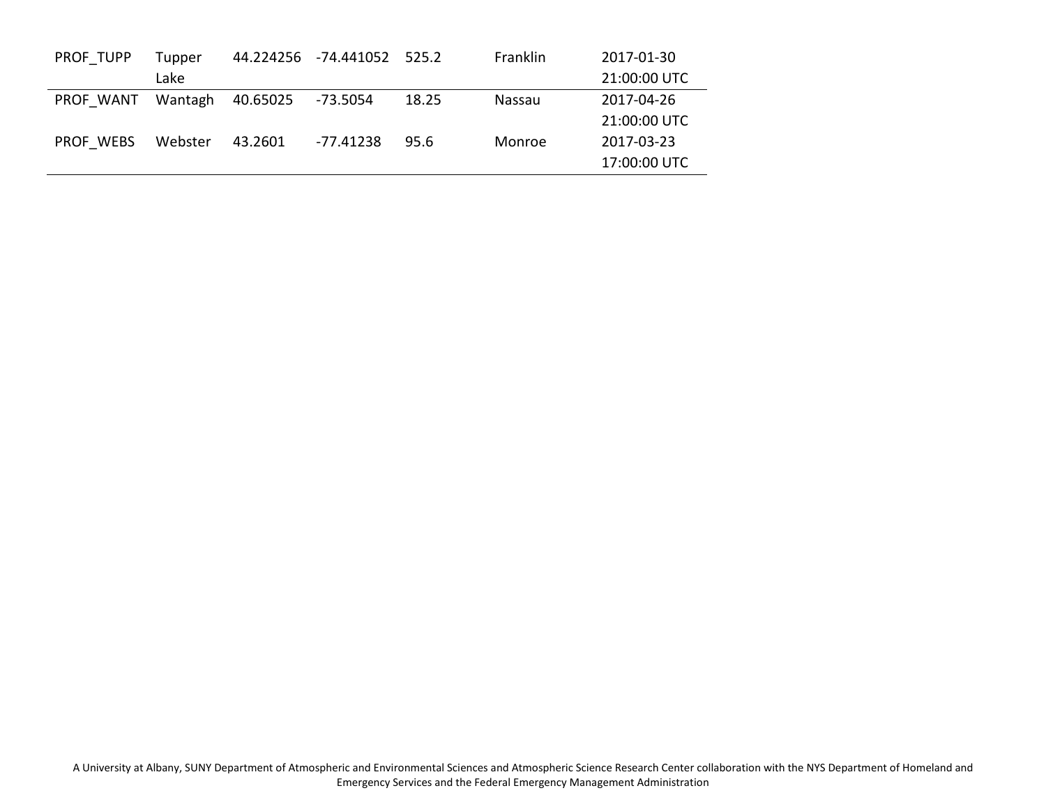| | | | | | | |
|---|---|---|---|---|---|---|
| PROF_TUPP | Tupper Lake | 44.224256 | -74.441052 | 525.2 | Franklin | 2017-01-30 21:00:00 UTC |
| PROF_WANT | Wantagh | 40.65025 | -73.5054 | 18.25 | Nassau | 2017-04-26 21:00:00 UTC |
| PROF_WEBS | Webster | 43.2601 | -77.41238 | 95.6 | Monroe | 2017-03-23 17:00:00 UTC |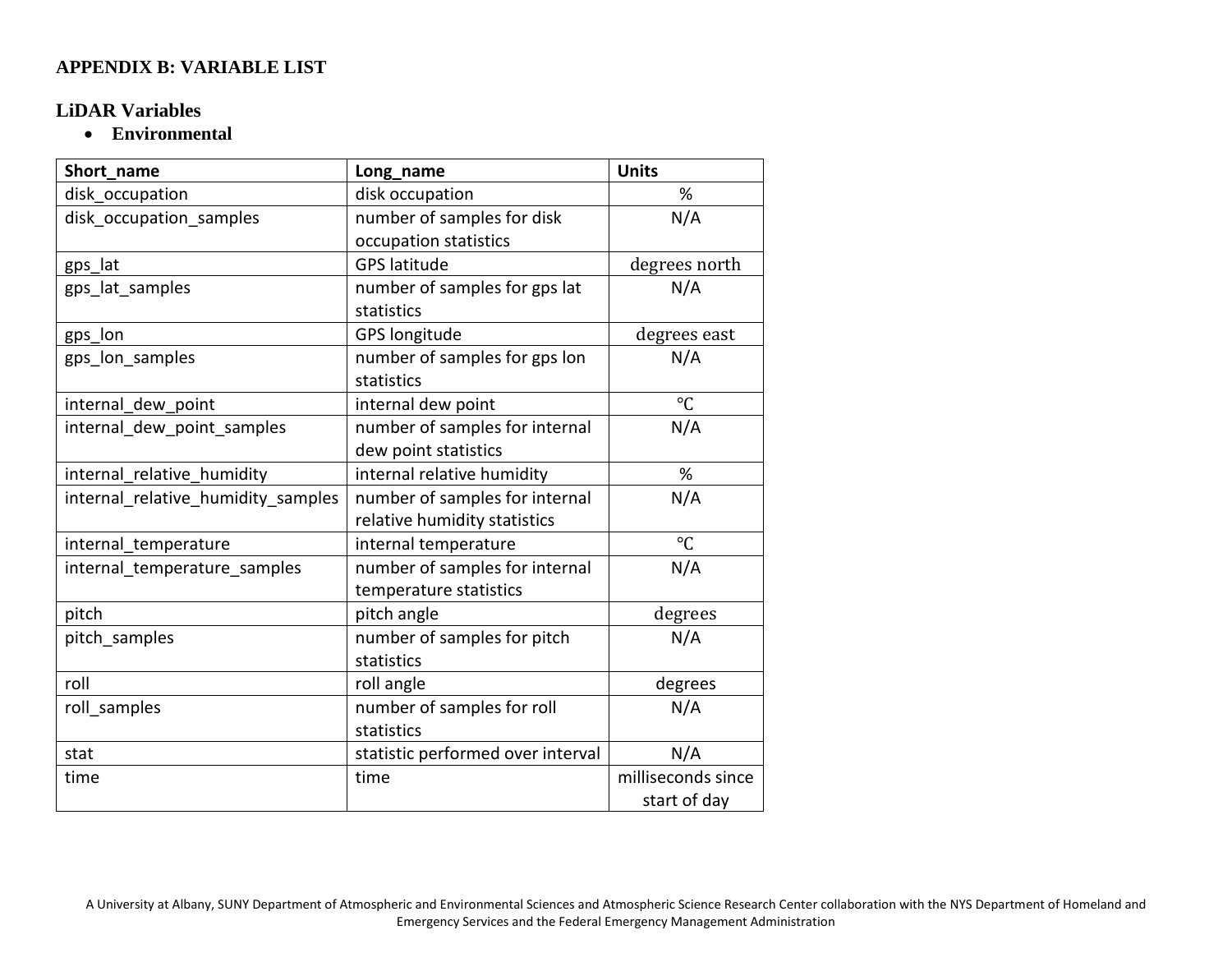## APPENDIX B: VARIABLE LIST

### LiDAR Variables

- **Environmental**

| Short_name | Long_name | Units |
|---|---|---|
| disk_occupation | disk occupation | % |
| disk_occupation_samples | number of samples for disk occupation statistics | N/A |
| gps_lat | GPS latitude | degrees north |
| gps_lat_samples | number of samples for gps lat statistics | N/A |
| gps_lon | GPS longitude | degrees east |
| gps_lon_samples | number of samples for gps lon statistics | N/A |
| internal_dew_point | internal dew point | ℃ |
| internal_dew_point_samples | number of samples for internal dew point statistics | N/A |
| internal_relative_humidity | internal relative humidity | % |
| internal_relative_humidity_samples | number of samples for internal relative humidity statistics | N/A |
| internal_temperature | internal temperature | ℃ |
| internal_temperature_samples | number of samples for internal temperature statistics | N/A |
| pitch | pitch angle | degrees |
| pitch_samples | number of samples for pitch statistics | N/A |
| roll | roll angle | degrees |
| roll_samples | number of samples for roll statistics | N/A |
| stat | statistic performed over interval | N/A |
| time | time | milliseconds since start of day |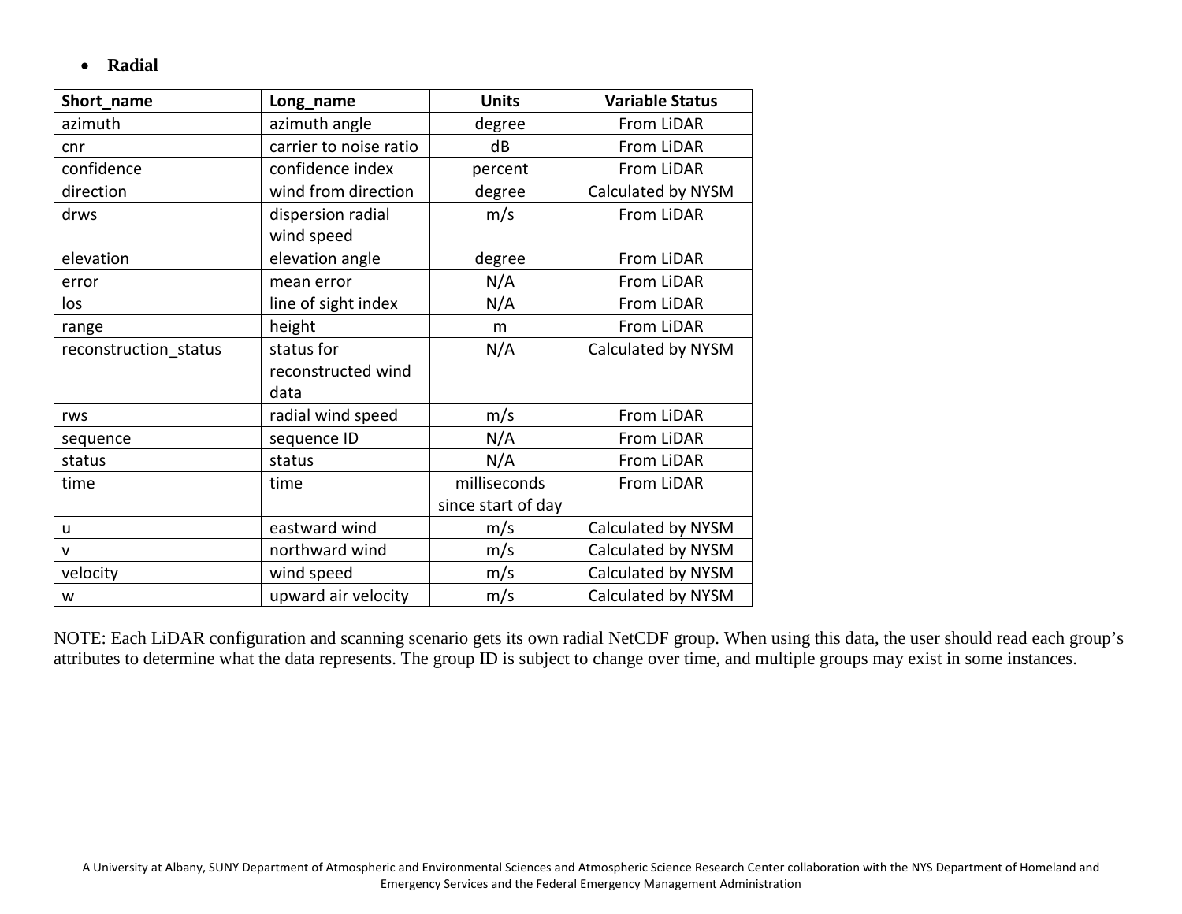- **Radial**

| Short_name | Long_name | Units | Variable Status |
|---|---|---|---|
| azimuth | azimuth angle | degree | From LiDAR |
| cnr | carrier to noise ratio | dB | From LiDAR |
| confidence | confidence index | percent | From LiDAR |
| direction | wind from direction | degree | Calculated by NYSM |
| drws | dispersion radial wind speed | m/s | From LiDAR |
| elevation | elevation angle | degree | From LiDAR |
| error | mean error | N/A | From LiDAR |
| los | line of sight index | N/A | From LiDAR |
| range | height | m | From LiDAR |
| reconstruction_status | status for reconstructed wind data | N/A | Calculated by NYSM |
| rws | radial wind speed | m/s | From LiDAR |
| sequence | sequence ID | N/A | From LiDAR |
| status | status | N/A | From LiDAR |
| time | time | milliseconds since start of day | From LiDAR |
| u | eastward wind | m/s | Calculated by NYSM |
| v | northward wind | m/s | Calculated by NYSM |
| velocity | wind speed | m/s | Calculated by NYSM |
| w | upward air velocity | m/s | Calculated by NYSM |

NOTE: Each LiDAR configuration and scanning scenario gets its own radial NetCDF group. When using this data, the user should read each group's attributes to determine what the data represents. The group ID is subject to change over time, and multiple groups may exist in some instances.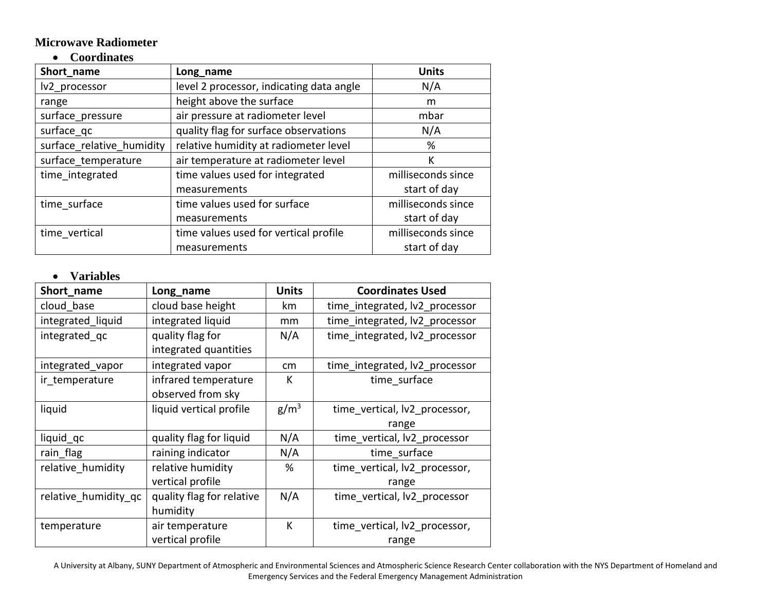## Microwave Radiometer

- **Coordinates**

| Short_name | Long_name | Units |
|---|---|---|
| lv2_processor | level 2 processor, indicating data angle | N/A |
| range | height above the surface | m |
| surface_pressure | air pressure at radiometer level | mbar |
| surface_qc | quality flag for surface observations | N/A |
| surface_relative_humidity | relative humidity at radiometer level | % |
| surface_temperature | air temperature at radiometer level | K |
| time_integrated | time values used for integrated measurements | milliseconds since start of day |
| time_surface | time values used for surface measurements | milliseconds since start of day |
| time_vertical | time values used for vertical profile measurements | milliseconds since start of day |

- **Variables**

| Short_name | Long_name | Units | Coordinates Used |
|---|---|---|---|
| cloud_base | cloud base height | km | time_integrated, lv2_processor |
| integrated_liquid | integrated liquid | mm | time_integrated, lv2_processor |
| integrated_qc | quality flag for integrated quantities | N/A | time_integrated, lv2_processor |
| integrated_vapor | integrated vapor | cm | time_integrated, lv2_processor |
| ir_temperature | infrared temperature observed from sky | K | time_surface |
| liquid | liquid vertical profile | $g/m^3$ | time_vertical, lv2_processor, range |
| liquid_qc | quality flag for liquid | N/A | time_vertical, lv2_processor |
| rain_flag | raining indicator | N/A | time_surface |
| relative_humidity | relative humidity vertical profile | % | time_vertical, lv2_processor, range |
| relative_humidity_qc | quality flag for relative humidity | N/A | time_vertical, lv2_processor |
| temperature | air temperature vertical profile | K | time_vertical, lv2_processor, range |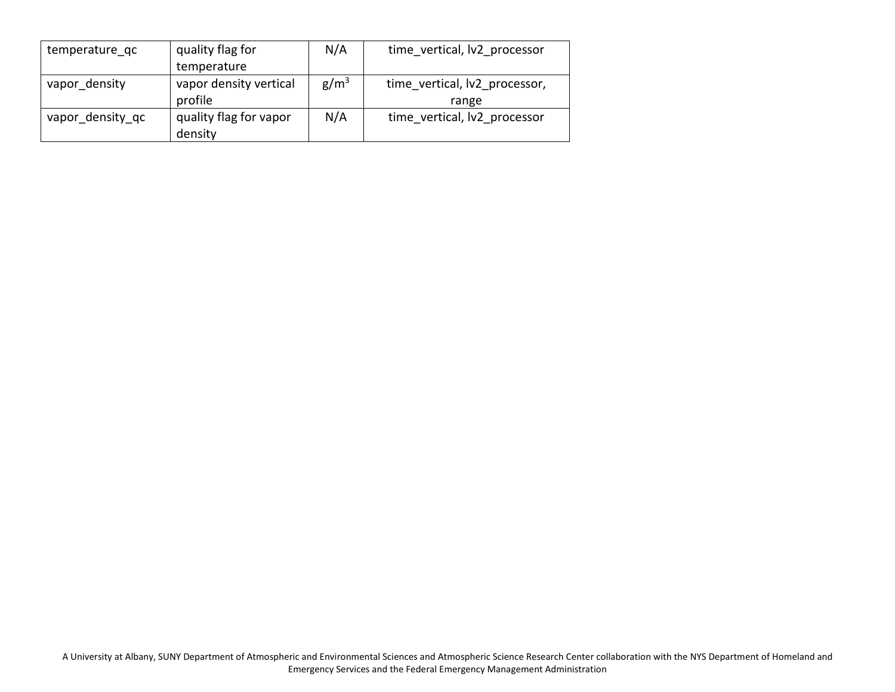| temperature_qc | quality flag for temperature | N/A | time_vertical, lv2_processor |
|---|---|---|---|
| vapor_density | vapor density vertical profile | $g/m^3$ | time_vertical, lv2_processor, range |
| vapor_density_qc | quality flag for vapor density | N/A | time_vertical, lv2_processor |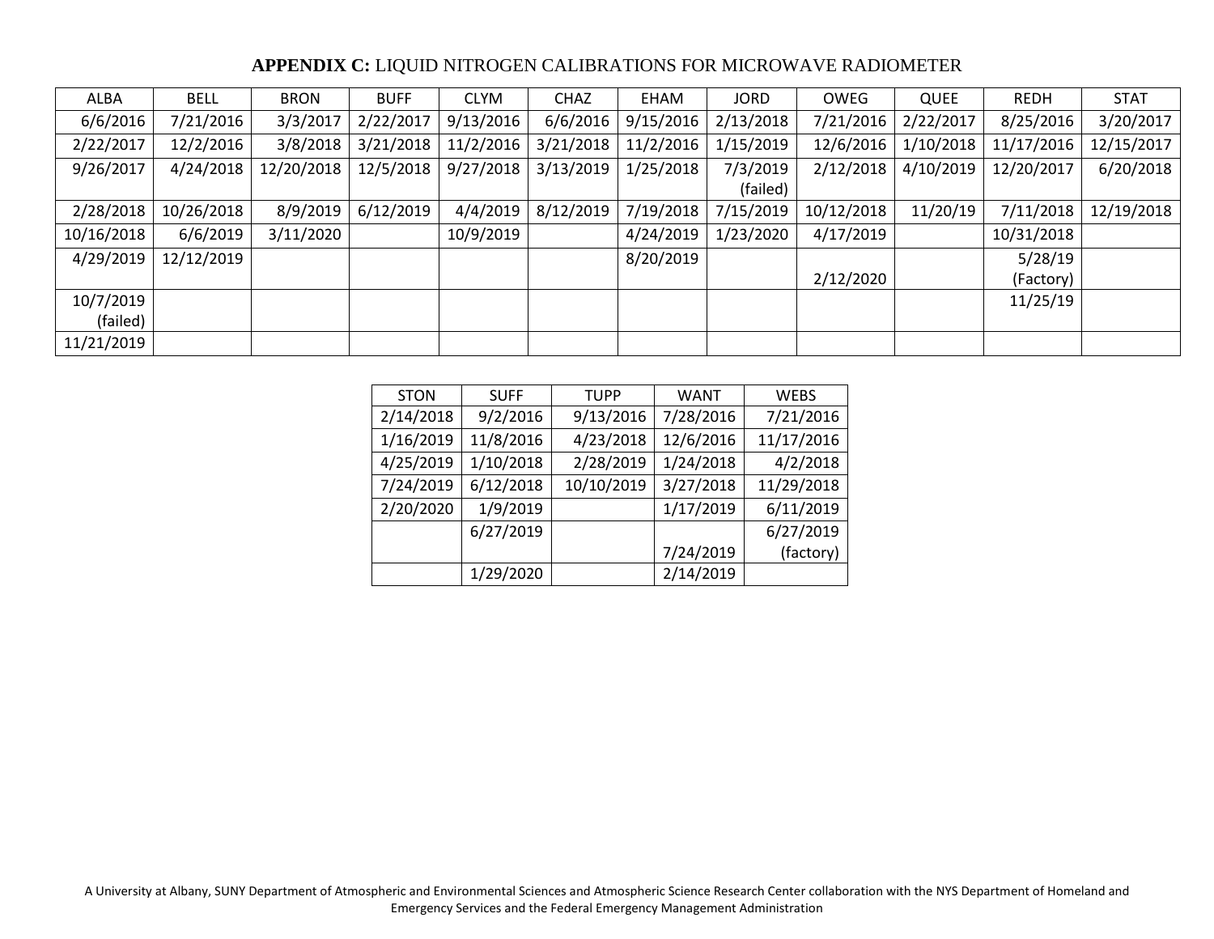**APPENDIX C:** LIQUID NITROGEN CALIBRATIONS FOR MICROWAVE RADIOMETER

| ALBA | BELL | BRON | BUFF | CLYM | CHAZ | EHAM | JORD | OWEG | QUEE | REDH | STAT |
|---|---|---|---|---|---|---|---|---|---|---|---|
| 6/6/2016 | 7/21/2016 | 3/3/2017 | 2/22/2017 | 9/13/2016 | 6/6/2016 | 9/15/2016 | 2/13/2018 | 7/21/2016 | 2/22/2017 | 8/25/2016 | 3/20/2017 |
| 2/22/2017 | 12/2/2016 | 3/8/2018 | 3/21/2018 | 11/2/2016 | 3/21/2018 | 11/2/2016 | 1/15/2019 | 12/6/2016 | 1/10/2018 | 11/17/2016 | 12/15/2017 |
| 9/26/2017 | 4/24/2018 | 12/20/2018 | 12/5/2018 | 9/27/2018 | 3/13/2019 | 1/25/2018 | 7/3/2019 (failed) | 2/12/2018 | 4/10/2019 | 12/20/2017 | 6/20/2018 |
| 2/28/2018 | 10/26/2018 | 8/9/2019 | 6/12/2019 | 4/4/2019 | 8/12/2019 | 7/19/2018 | 7/15/2019 | 10/12/2018 | 11/20/19 | 7/11/2018 | 12/19/2018 |
| 10/16/2018 | 6/6/2019 | 3/11/2020 | | 10/9/2019 | | 4/24/2019 | 1/23/2020 | 4/17/2019 | | 10/31/2018 | |
| 4/29/2019 | 12/12/2019 | | | | | 8/20/2019 | | 2/12/2020 | | 5/28/19 (Factory) | |
| 10/7/2019 (failed) | | | | | | | | | | 11/25/19 | |
| 11/21/2019 | | | | | | | | | | | |

| STON | SUFF | TUPP | WANT | WEBS |
|---|---|---|---|---|
| 2/14/2018 | 9/2/2016 | 9/13/2016 | 7/28/2016 | 7/21/2016 |
| 1/16/2019 | 11/8/2016 | 4/23/2018 | 12/6/2016 | 11/17/2016 |
| 4/25/2019 | 1/10/2018 | 2/28/2019 | 1/24/2018 | 4/2/2018 |
| 7/24/2019 | 6/12/2018 | 10/10/2019 | 3/27/2018 | 11/29/2018 |
| 2/20/2020 | 1/9/2019 | | 1/17/2019 | 6/11/2019 |
| | 6/27/2019 | | 7/24/2019 | 6/27/2019 (factory) |
| | 1/29/2020 | | 2/14/2019 | |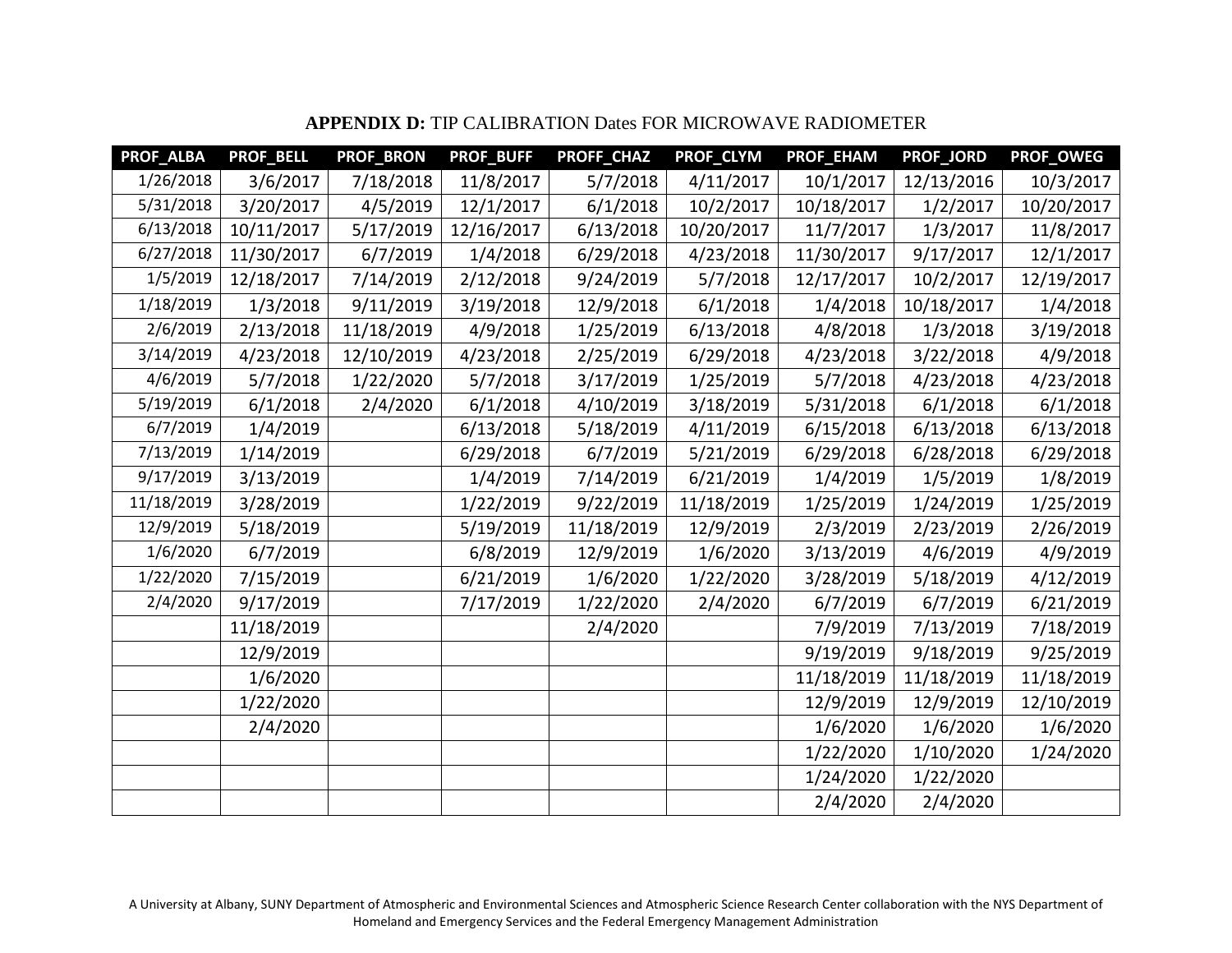**APPENDIX D:** TIP CALIBRATION Dates FOR MICROWAVE RADIOMETER

| PROF_ALBA | PROF_BELL | PROF_BRON | PROF_BUFF | PROFF_CHAZ | PROF_CLYM | PROF_EHAM | PROF_JORD | PROF_OWEG |
|---|---|---|---|---|---|---|---|---|
| 1/26/2018 | 3/6/2017 | 7/18/2018 | 11/8/2017 | 5/7/2018 | 4/11/2017 | 10/1/2017 | 12/13/2016 | 10/3/2017 |
| 5/31/2018 | 3/20/2017 | 4/5/2019 | 12/1/2017 | 6/1/2018 | 10/2/2017 | 10/18/2017 | 1/2/2017 | 10/20/2017 |
| 6/13/2018 | 10/11/2017 | 5/17/2019 | 12/16/2017 | 6/13/2018 | 10/20/2017 | 11/7/2017 | 1/3/2017 | 11/8/2017 |
| 6/27/2018 | 11/30/2017 | 6/7/2019 | 1/4/2018 | 6/29/2018 | 4/23/2018 | 11/30/2017 | 9/17/2017 | 12/1/2017 |
| 1/5/2019 | 12/18/2017 | 7/14/2019 | 2/12/2018 | 9/24/2019 | 5/7/2018 | 12/17/2017 | 10/2/2017 | 12/19/2017 |
| 1/18/2019 | 1/3/2018 | 9/11/2019 | 3/19/2018 | 12/9/2018 | 6/1/2018 | 1/4/2018 | 10/18/2017 | 1/4/2018 |
| 2/6/2019 | 2/13/2018 | 11/18/2019 | 4/9/2018 | 1/25/2019 | 6/13/2018 | 4/8/2018 | 1/3/2018 | 3/19/2018 |
| 3/14/2019 | 4/23/2018 | 12/10/2019 | 4/23/2018 | 2/25/2019 | 6/29/2018 | 4/23/2018 | 3/22/2018 | 4/9/2018 |
| 4/6/2019 | 5/7/2018 | 1/22/2020 | 5/7/2018 | 3/17/2019 | 1/25/2019 | 5/7/2018 | 4/23/2018 | 4/23/2018 |
| 5/19/2019 | 6/1/2018 | 2/4/2020 | 6/1/2018 | 4/10/2019 | 3/18/2019 | 5/31/2018 | 6/1/2018 | 6/1/2018 |
| 6/7/2019 | 1/4/2019 | | 6/13/2018 | 5/18/2019 | 4/11/2019 | 6/15/2018 | 6/13/2018 | 6/13/2018 |
| 7/13/2019 | 1/14/2019 | | 6/29/2018 | 6/7/2019 | 5/21/2019 | 6/29/2018 | 6/28/2018 | 6/29/2018 |
| 9/17/2019 | 3/13/2019 | | 1/4/2019 | 7/14/2019 | 6/21/2019 | 1/4/2019 | 1/5/2019 | 1/8/2019 |
| 11/18/2019 | 3/28/2019 | | 1/22/2019 | 9/22/2019 | 11/18/2019 | 1/25/2019 | 1/24/2019 | 1/25/2019 |
| 12/9/2019 | 5/18/2019 | | 5/19/2019 | 11/18/2019 | 12/9/2019 | 2/3/2019 | 2/23/2019 | 2/26/2019 |
| 1/6/2020 | 6/7/2019 | | 6/8/2019 | 12/9/2019 | 1/6/2020 | 3/13/2019 | 4/6/2019 | 4/9/2019 |
| 1/22/2020 | 7/15/2019 | | 6/21/2019 | 1/6/2020 | 1/22/2020 | 3/28/2019 | 5/18/2019 | 4/12/2019 |
| 2/4/2020 | 9/17/2019 | | 7/17/2019 | 1/22/2020 | 2/4/2020 | 6/7/2019 | 6/7/2019 | 6/21/2019 |
| | 11/18/2019 | | | 2/4/2020 | | 7/9/2019 | 7/13/2019 | 7/18/2019 |
| | 12/9/2019 | | | | | 9/19/2019 | 9/18/2019 | 9/25/2019 |
| | 1/6/2020 | | | | | 11/18/2019 | 11/18/2019 | 11/18/2019 |
| | 1/22/2020 | | | | | 12/9/2019 | 12/9/2019 | 12/10/2019 |
| | 2/4/2020 | | | | | 1/6/2020 | 1/6/2020 | 1/6/2020 |
| | | | | | | 1/22/2020 | 1/10/2020 | 1/24/2020 |
| | | | | | | 1/24/2020 | 1/22/2020 | |
| | | | | | | 2/4/2020 | 2/4/2020 | |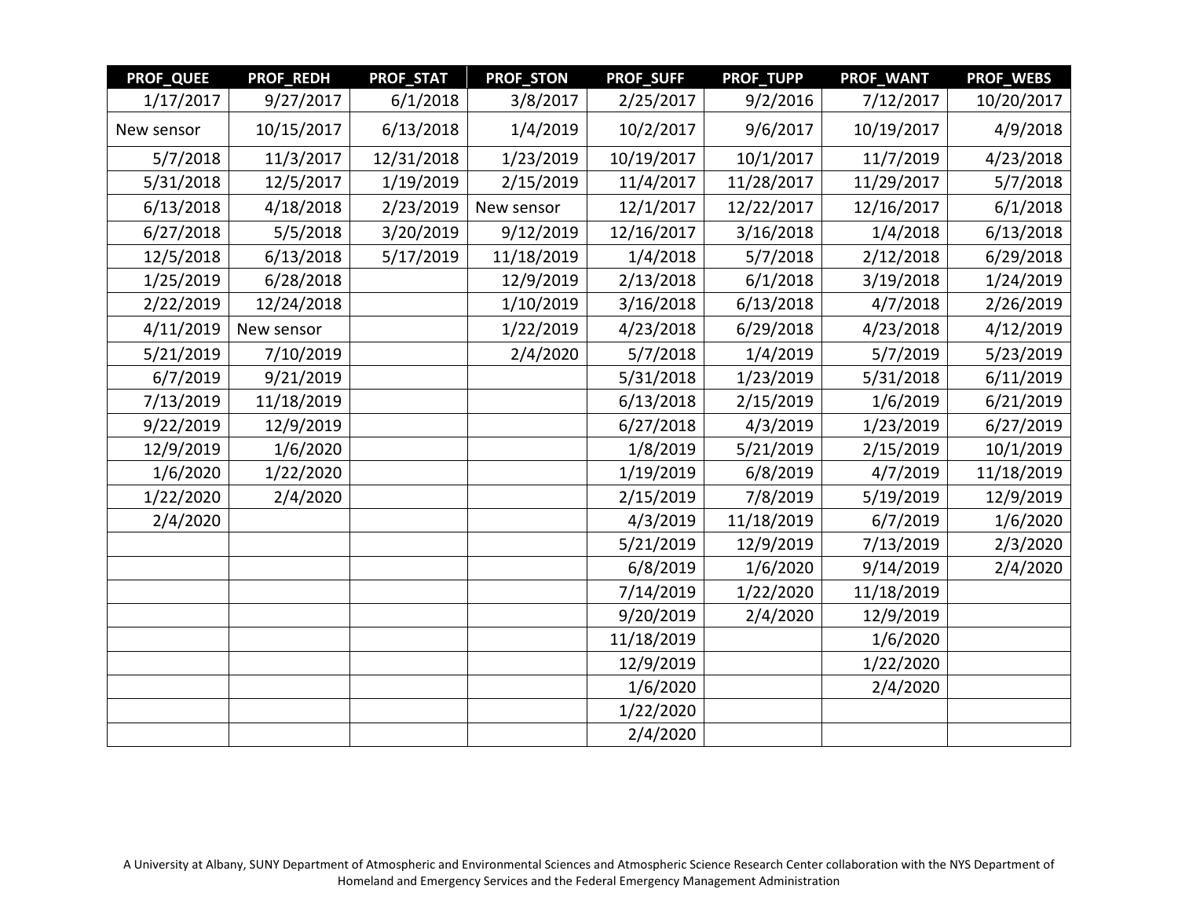| PROF_QUEE | PROF_REDH | PROF_STAT | PROF_STON | PROF_SUFF | PROF_TUPP | PROF_WANT | PROF_WEBS |
|---|---|---|---|---|---|---|---|
| 1/17/2017 | 9/27/2017 | 6/1/2018 | 3/8/2017 | 2/25/2017 | 9/2/2016 | 7/12/2017 | 10/20/2017 |
| New sensor | 10/15/2017 | 6/13/2018 | 1/4/2019 | 10/2/2017 | 9/6/2017 | 10/19/2017 | 4/9/2018 |
| 5/7/2018 | 11/3/2017 | 12/31/2018 | 1/23/2019 | 10/19/2017 | 10/1/2017 | 11/7/2019 | 4/23/2018 |
| 5/31/2018 | 12/5/2017 | 1/19/2019 | 2/15/2019 | 11/4/2017 | 11/28/2017 | 11/29/2017 | 5/7/2018 |
| 6/13/2018 | 4/18/2018 | 2/23/2019 | New sensor | 12/1/2017 | 12/22/2017 | 12/16/2017 | 6/1/2018 |
| 6/27/2018 | 5/5/2018 | 3/20/2019 | 9/12/2019 | 12/16/2017 | 3/16/2018 | 1/4/2018 | 6/13/2018 |
| 12/5/2018 | 6/13/2018 | 5/17/2019 | 11/18/2019 | 1/4/2018 | 5/7/2018 | 2/12/2018 | 6/29/2018 |
| 1/25/2019 | 6/28/2018 | | 12/9/2019 | 2/13/2018 | 6/1/2018 | 3/19/2018 | 1/24/2019 |
| 2/22/2019 | 12/24/2018 | | 1/10/2019 | 3/16/2018 | 6/13/2018 | 4/7/2018 | 2/26/2019 |
| 4/11/2019 | New sensor | | 1/22/2019 | 4/23/2018 | 6/29/2018 | 4/23/2018 | 4/12/2019 |
| 5/21/2019 | 7/10/2019 | | 2/4/2020 | 5/7/2018 | 1/4/2019 | 5/7/2019 | 5/23/2019 |
| 6/7/2019 | 9/21/2019 | | | 5/31/2018 | 1/23/2019 | 5/31/2018 | 6/11/2019 |
| 7/13/2019 | 11/18/2019 | | | 6/13/2018 | 2/15/2019 | 1/6/2019 | 6/21/2019 |
| 9/22/2019 | 12/9/2019 | | | 6/27/2018 | 4/3/2019 | 1/23/2019 | 6/27/2019 |
| 12/9/2019 | 1/6/2020 | | | 1/8/2019 | 5/21/2019 | 2/15/2019 | 10/1/2019 |
| 1/6/2020 | 1/22/2020 | | | 1/19/2019 | 6/8/2019 | 4/7/2019 | 11/18/2019 |
| 1/22/2020 | 2/4/2020 | | | 2/15/2019 | 7/8/2019 | 5/19/2019 | 12/9/2019 |
| 2/4/2020 | | | | 4/3/2019 | 11/18/2019 | 6/7/2019 | 1/6/2020 |
| | | | | 5/21/2019 | 12/9/2019 | 7/13/2019 | 2/3/2020 |
| | | | | 6/8/2019 | 1/6/2020 | 9/14/2019 | 2/4/2020 |
| | | | | 7/14/2019 | 1/22/2020 | 11/18/2019 | |
| | | | | 9/20/2019 | 2/4/2020 | 12/9/2019 | |
| | | | | 11/18/2019 | | 1/6/2020 | |
| | | | | 12/9/2019 | | 1/22/2020 | |
| | | | | 1/6/2020 | | 2/4/2020 | |
| | | | | 1/22/2020 | | | |
| | | | | 2/4/2020 | | | |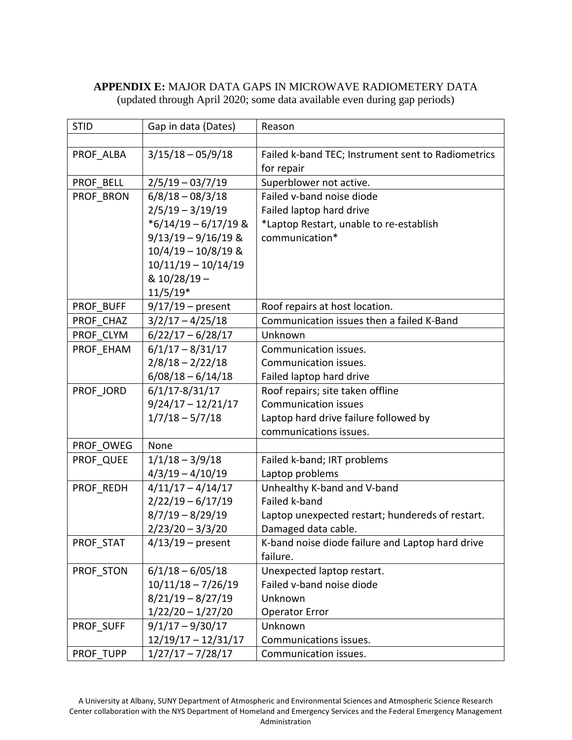**APPENDIX E:** MAJOR DATA GAPS IN MICROWAVE RADIOMETERY DATA
(updated through April 2020; some data available even during gap periods)

| STID | Gap in data (Dates) | Reason |
|---|---|---|
| | | |
| PROF_ALBA | 3/15/18 – 05/9/18 | Failed k-band TEC; Instrument sent to Radiometrics for repair |
| PROF_BELL | 2/5/19 – 03/7/19 | Superblower not active. |
| PROF_BRON | 6/8/18 – 08/3/18<br>2/5/19 – 3/19/19<br>*6/14/19 – 6/17/19 & 9/13/19 – 9/16/19 & 10/4/19 – 10/8/19 & 10/11/19 – 10/14/19 & 10/28/19 – 11/5/19* | Failed v-band noise diode<br>Failed laptop hard drive<br>*Laptop Restart, unable to re-establish communication* |
| PROF_BUFF | 9/17/19 – present | Roof repairs at host location. |
| PROF_CHAZ | 3/2/17 – 4/25/18 | Communication issues then a failed K-Band |
| PROF_CLYM | 6/22/17 – 6/28/17 | Unknown |
| PROF_EHAM | 6/1/17 – 8/31/17<br>2/8/18 – 2/22/18<br>6/08/18 – 6/14/18 | Communication issues.<br>Communication issues.<br>Failed laptop hard drive |
| PROF_JORD | 6/1/17-8/31/17<br>9/24/17 – 12/21/17<br>1/7/18 – 5/7/18 | Roof repairs; site taken offline<br>Communication issues<br>Laptop hard drive failure followed by communications issues. |
| PROF_OWEG | None | |
| PROF_QUEE | 1/1/18 – 3/9/18<br>4/3/19 – 4/10/19 | Failed k-band; IRT problems<br>Laptop problems |
| PROF_REDH | 4/11/17 – 4/14/17<br>2/22/19 – 6/17/19<br>8/7/19 – 8/29/19<br>2/23/20 – 3/3/20 | Unhealthy K-band and V-band<br>Failed k-band<br>Laptop unexpected restart; hundereds of restart.<br>Damaged data cable. |
| PROF_STAT | 4/13/19 – present | K-band noise diode failure and Laptop hard drive failure. |
| PROF_STON | 6/1/18 – 6/05/18<br>10/11/18 – 7/26/19<br>8/21/19 – 8/27/19<br>1/22/20 – 1/27/20 | Unexpected laptop restart.<br>Failed v-band noise diode<br>Unknown<br>Operator Error |
| PROF_SUFF | 9/1/17 – 9/30/17<br>12/19/17 – 12/31/17 | Unknown<br>Communications issues. |
| PROF_TUPP | 1/27/17 – 7/28/17 | Communication issues. |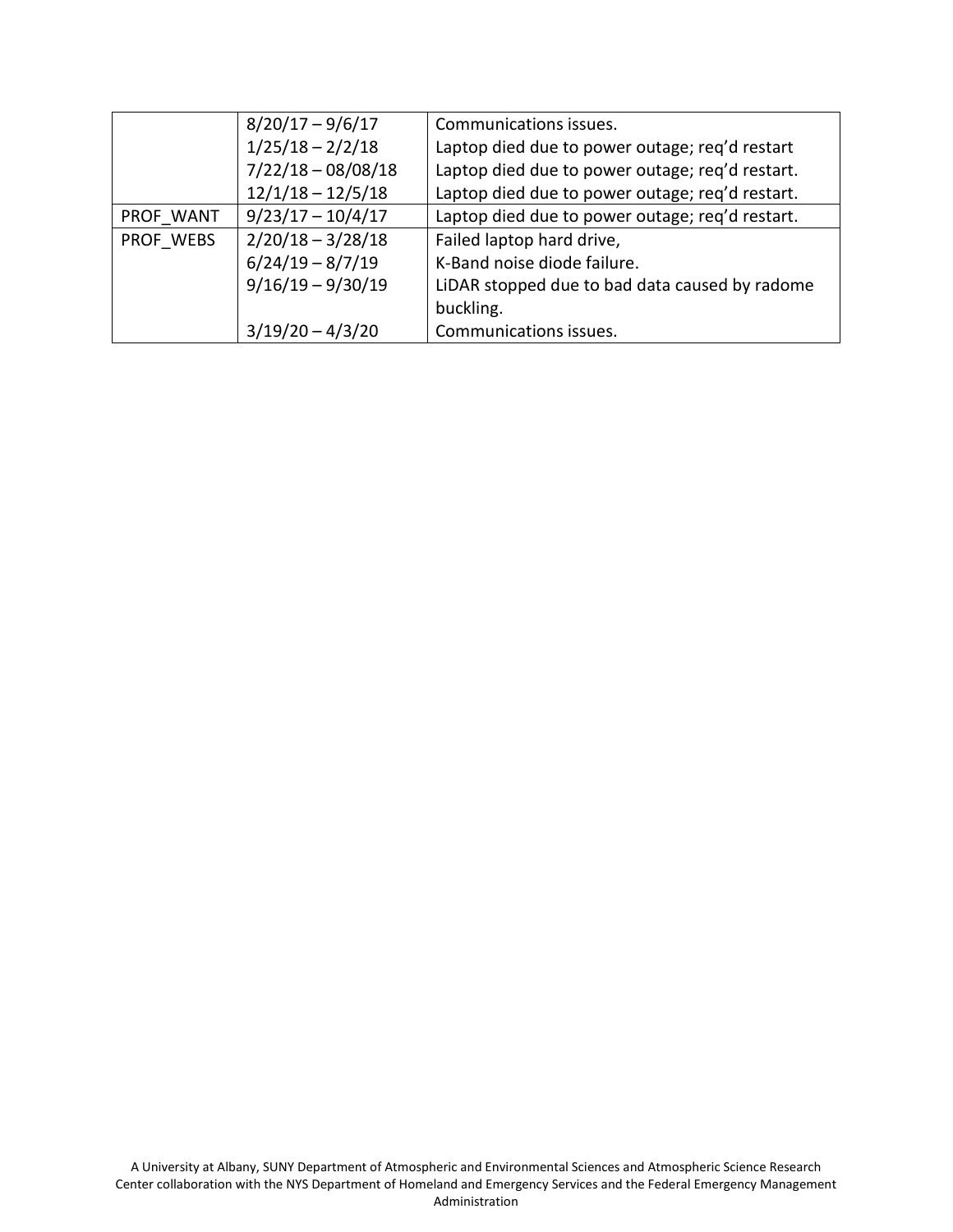| | | |
|---|---|---|
| | 8/20/17 – 9/6/17 | Communications issues. |
| | 1/25/18 – 2/2/18 | Laptop died due to power outage; req'd restart |
| | 7/22/18 – 08/08/18 | Laptop died due to power outage; req'd restart. |
| | 12/1/18 – 12/5/18 | Laptop died due to power outage; req'd restart. |
| PROF_WANT | 9/23/17 – 10/4/17 | Laptop died due to power outage; req'd restart. |
| PROF_WEBS | 2/20/18 – 3/28/18 | Failed laptop hard drive, |
| | 6/24/19 – 8/7/19 | K-Band noise diode failure. |
| | 9/16/19 – 9/30/19 | LiDAR stopped due to bad data caused by radome buckling. |
| | 3/19/20 – 4/3/20 | Communications issues. |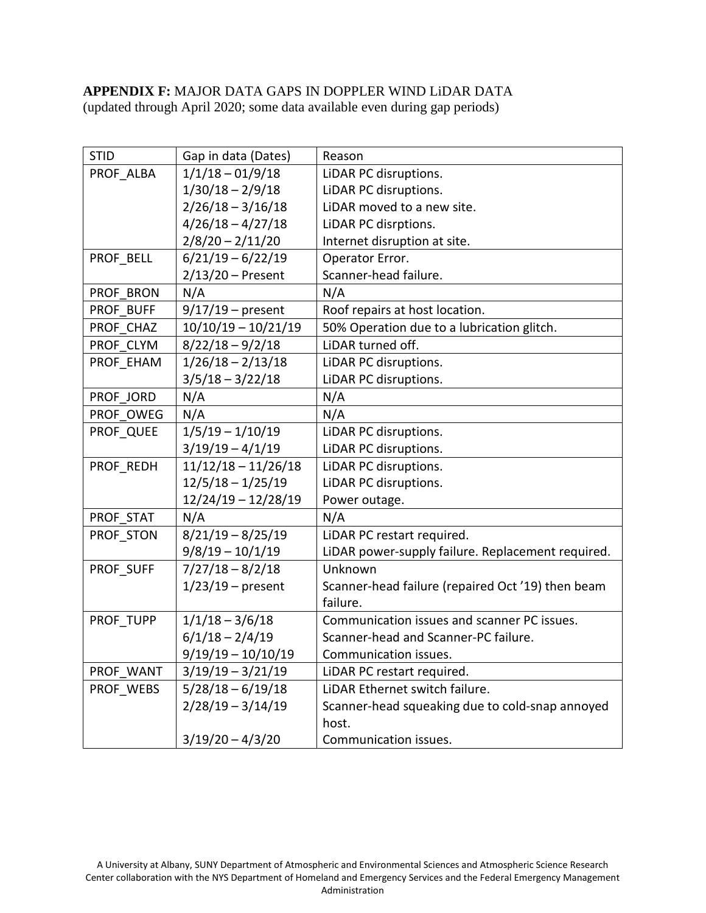**APPENDIX F:** MAJOR DATA GAPS IN DOPPLER WIND LiDAR DATA
(updated through April 2020; some data available even during gap periods)

| STID | Gap in data (Dates) | Reason |
|---|---|---|
| PROF_ALBA | 1/1/18 – 01/9/18 | LiDAR PC disruptions. |
| | 1/30/18 – 2/9/18 | LiDAR PC disruptions. |
| | 2/26/18 – 3/16/18 | LiDAR moved to a new site. |
| | 4/26/18 – 4/27/18 | LiDAR PC disrptions. |
| | 2/8/20 – 2/11/20 | Internet disruption at site. |
| PROF_BELL | 6/21/19 – 6/22/19 | Operator Error. |
| | 2/13/20 – Present | Scanner-head failure. |
| PROF_BRON | N/A | N/A |
| PROF_BUFF | 9/17/19 – present | Roof repairs at host location. |
| PROF_CHAZ | 10/10/19 – 10/21/19 | 50% Operation due to a lubrication glitch. |
| PROF_CLYM | 8/22/18 – 9/2/18 | LiDAR turned off. |
| PROF_EHAM | 1/26/18 – 2/13/18 | LiDAR PC disruptions. |
| | 3/5/18 – 3/22/18 | LiDAR PC disruptions. |
| PROF_JORD | N/A | N/A |
| PROF_OWEG | N/A | N/A |
| PROF_QUEE | 1/5/19 – 1/10/19 | LiDAR PC disruptions. |
| | 3/19/19 – 4/1/19 | LiDAR PC disruptions. |
| PROF_REDH | 11/12/18 – 11/26/18 | LiDAR PC disruptions. |
| | 12/5/18 – 1/25/19 | LiDAR PC disruptions. |
| | 12/24/19 – 12/28/19 | Power outage. |
| PROF_STAT | N/A | N/A |
| PROF_STON | 8/21/19 – 8/25/19 | LiDAR PC restart required. |
| | 9/8/19 – 10/1/19 | LiDAR power-supply failure. Replacement required. |
| PROF_SUFF | 7/27/18 – 8/2/18 | Unknown |
| | 1/23/19 – present | Scanner-head failure (repaired Oct '19) then beam failure. |
| PROF_TUPP | 1/1/18 – 3/6/18 | Communication issues and scanner PC issues. |
| | 6/1/18 – 2/4/19 | Scanner-head and Scanner-PC failure. |
| | 9/19/19 – 10/10/19 | Communication issues. |
| PROF_WANT | 3/19/19 – 3/21/19 | LiDAR PC restart required. |
| PROF_WEBS | 5/28/18 – 6/19/18 | LiDAR Ethernet switch failure. |
| | 2/28/19 – 3/14/19 | Scanner-head squeaking due to cold-snap annoyed host. |
| | 3/19/20 – 4/3/20 | Communication issues. |